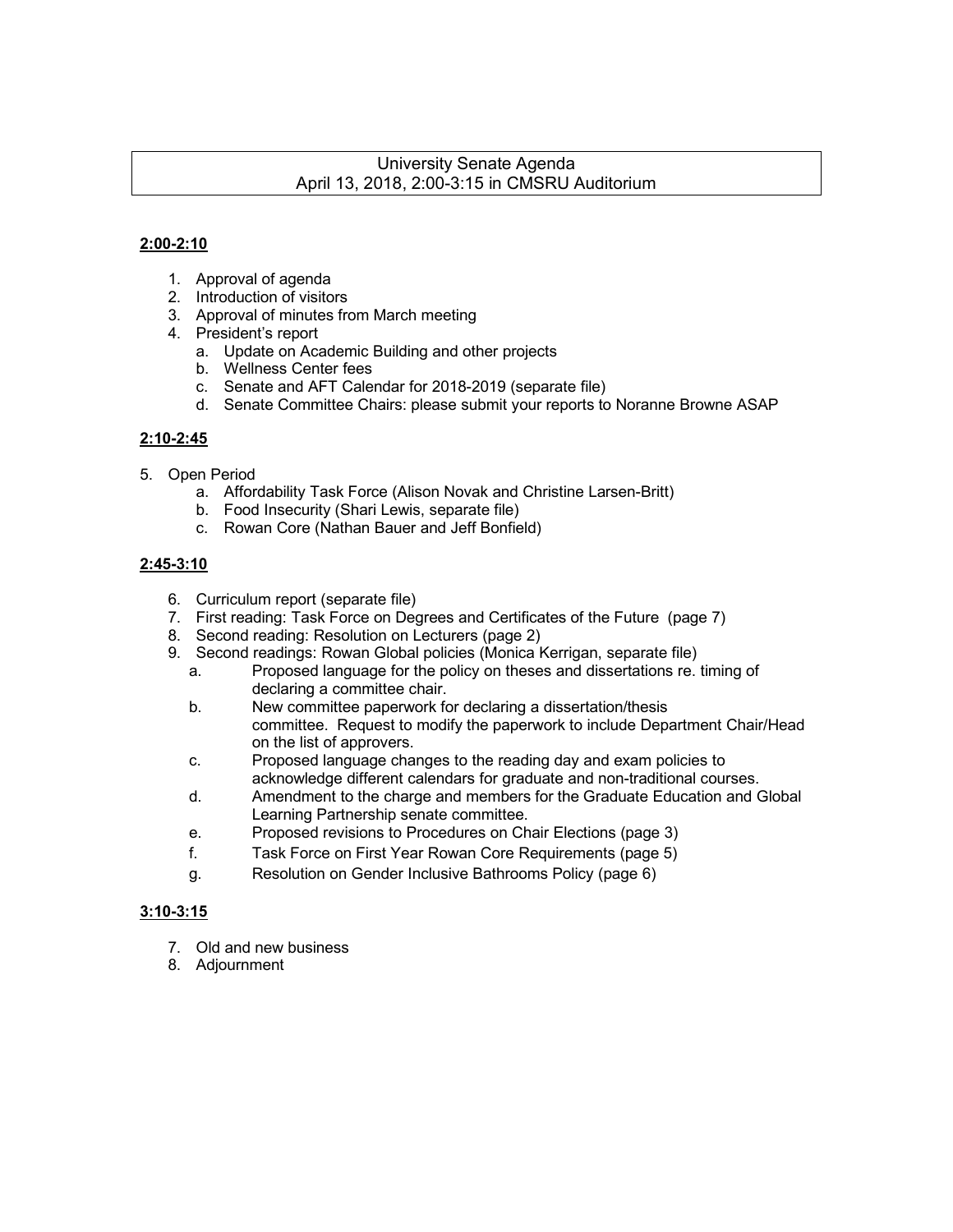# University Senate Agenda
April 13, 2018, 2:00-3:15 in CMSRU Auditorium

**2:00-2:10**

1. Approval of agenda
2. Introduction of visitors
3. Approval of minutes from March meeting
4. President's report
   a. Update on Academic Building and other projects
   b. Wellness Center fees
   c. Senate and AFT Calendar for 2018-2019 (separate file)
   d. Senate Committee Chairs: please submit your reports to Noranne Browne ASAP

**2:10-2:45**

5. Open Period
   a. Affordability Task Force (Alison Novak and Christine Larsen-Britt)
   b. Food Insecurity (Shari Lewis, separate file)
   c. Rowan Core (Nathan Bauer and Jeff Bonfield)

**2:45-3:10**

6. Curriculum report (separate file)
7. First reading: Task Force on Degrees and Certificates of the Future (page 7)
8. Second reading: Resolution on Lecturers (page 2)
9. Second readings: Rowan Global policies (Monica Kerrigan, separate file)
   a. Proposed language for the policy on theses and dissertations re. timing of declaring a committee chair.
   b. New committee paperwork for declaring a dissertation/thesis committee. Request to modify the paperwork to include Department Chair/Head on the list of approvers.
   c. Proposed language changes to the reading day and exam policies to acknowledge different calendars for graduate and non-traditional courses.
   d. Amendment to the charge and members for the Graduate Education and Global Learning Partnership senate committee.
   e. Proposed revisions to Procedures on Chair Elections (page 3)
   f. Task Force on First Year Rowan Core Requirements (page 5)
   g. Resolution on Gender Inclusive Bathrooms Policy (page 6)

**3:10-3:15**

7. Old and new business
8. Adjournment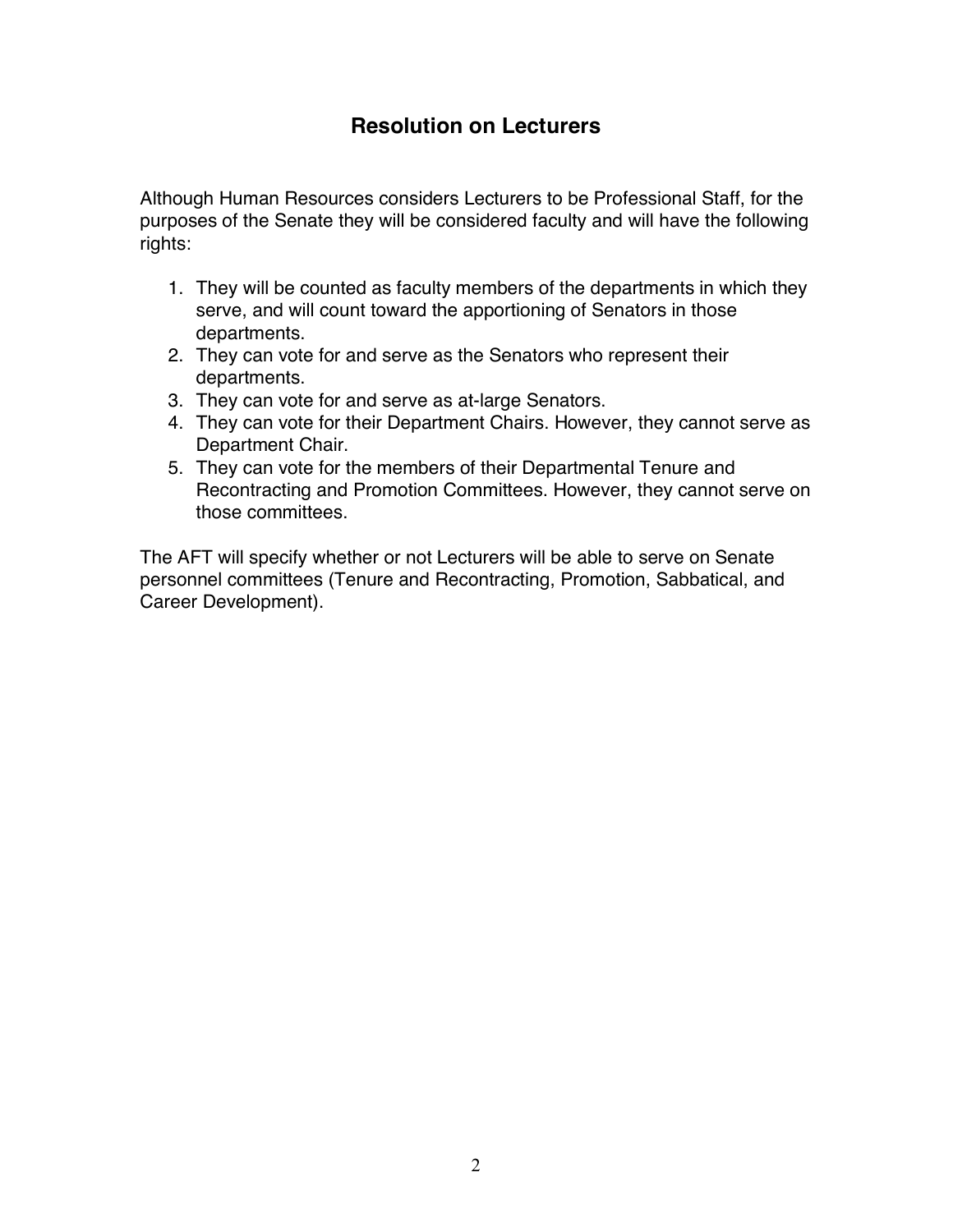## Resolution on Lecturers

Although Human Resources considers Lecturers to be Professional Staff, for the purposes of the Senate they will be considered faculty and will have the following rights:

1. They will be counted as faculty members of the departments in which they serve, and will count toward the apportioning of Senators in those departments.
2. They can vote for and serve as the Senators who represent their departments.
3. They can vote for and serve as at-large Senators.
4. They can vote for their Department Chairs. However, they cannot serve as Department Chair.
5. They can vote for the members of their Departmental Tenure and Recontracting and Promotion Committees. However, they cannot serve on those committees.

The AFT will specify whether or not Lecturers will be able to serve on Senate personnel committees (Tenure and Recontracting, Promotion, Sabbatical, and Career Development).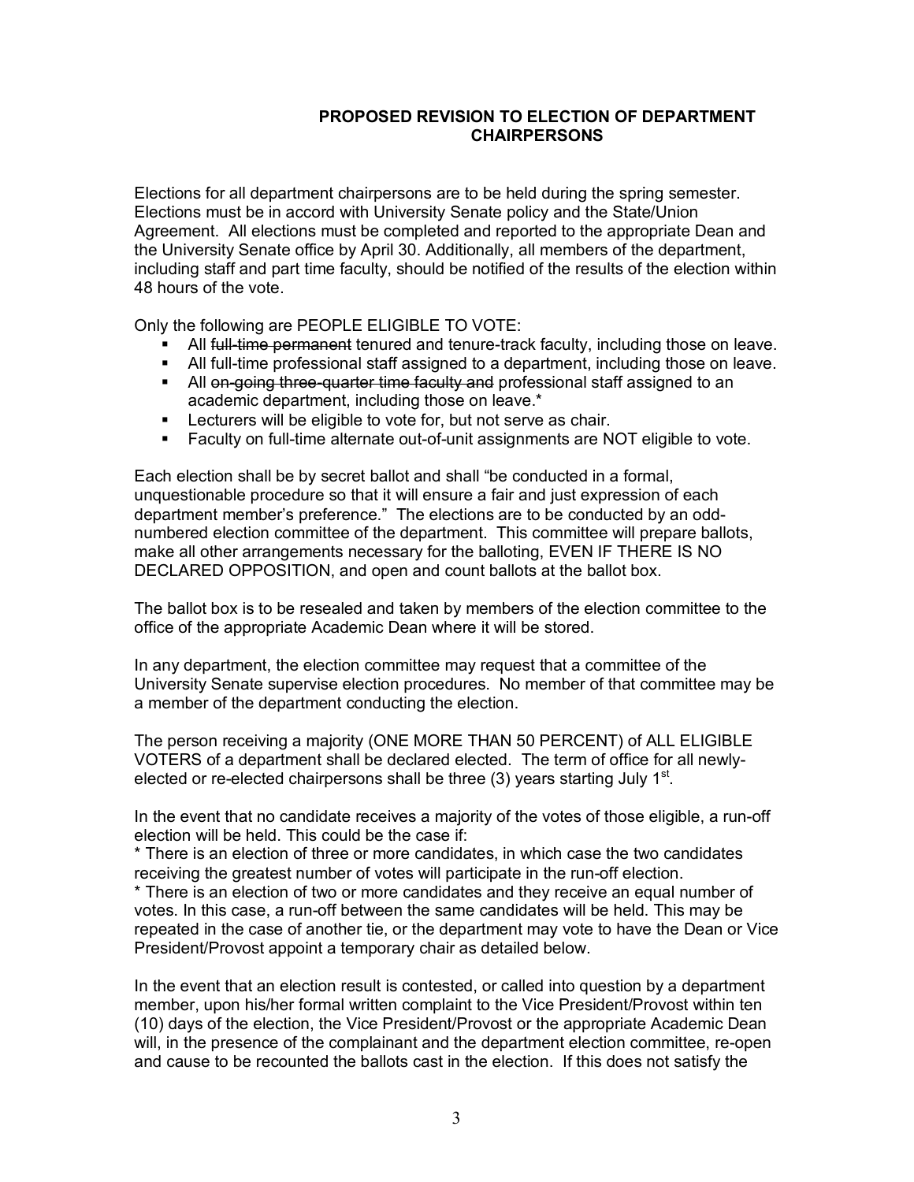## PROPOSED REVISION TO ELECTION OF DEPARTMENT CHAIRPERSONS

Elections for all department chairpersons are to be held during the spring semester. Elections must be in accord with University Senate policy and the State/Union Agreement. All elections must be completed and reported to the appropriate Dean and the University Senate office by April 30. Additionally, all members of the department, including staff and part time faculty, should be notified of the results of the election within 48 hours of the vote.

Only the following are PEOPLE ELIGIBLE TO VOTE:

- All ~~full-time permanent~~ tenured and tenure-track faculty, including those on leave.
- All full-time professional staff assigned to a department, including those on leave.
- All ~~on-going three-quarter time faculty and~~ professional staff assigned to an academic department, including those on leave.*
- Lecturers will be eligible to vote for, but not serve as chair.
- Faculty on full-time alternate out-of-unit assignments are NOT eligible to vote.

Each election shall be by secret ballot and shall "be conducted in a formal, unquestionable procedure so that it will ensure a fair and just expression of each department member's preference." The elections are to be conducted by an odd-numbered election committee of the department. This committee will prepare ballots, make all other arrangements necessary for the balloting, EVEN IF THERE IS NO DECLARED OPPOSITION, and open and count ballots at the ballot box.

The ballot box is to be resealed and taken by members of the election committee to the office of the appropriate Academic Dean where it will be stored.

In any department, the election committee may request that a committee of the University Senate supervise election procedures. No member of that committee may be a member of the department conducting the election.

The person receiving a majority (ONE MORE THAN 50 PERCENT) of ALL ELIGIBLE VOTERS of a department shall be declared elected. The term of office for all newly-elected or re-elected chairpersons shall be three (3) years starting July 1st.

In the event that no candidate receives a majority of the votes of those eligible, a run-off election will be held. This could be the case if:

* There is an election of three or more candidates, in which case the two candidates receiving the greatest number of votes will participate in the run-off election.
* There is an election of two or more candidates and they receive an equal number of votes. In this case, a run-off between the same candidates will be held. This may be repeated in the case of another tie, or the department may vote to have the Dean or Vice President/Provost appoint a temporary chair as detailed below.

In the event that an election result is contested, or called into question by a department member, upon his/her formal written complaint to the Vice President/Provost within ten (10) days of the election, the Vice President/Provost or the appropriate Academic Dean will, in the presence of the complainant and the department election committee, re-open and cause to be recounted the ballots cast in the election. If this does not satisfy the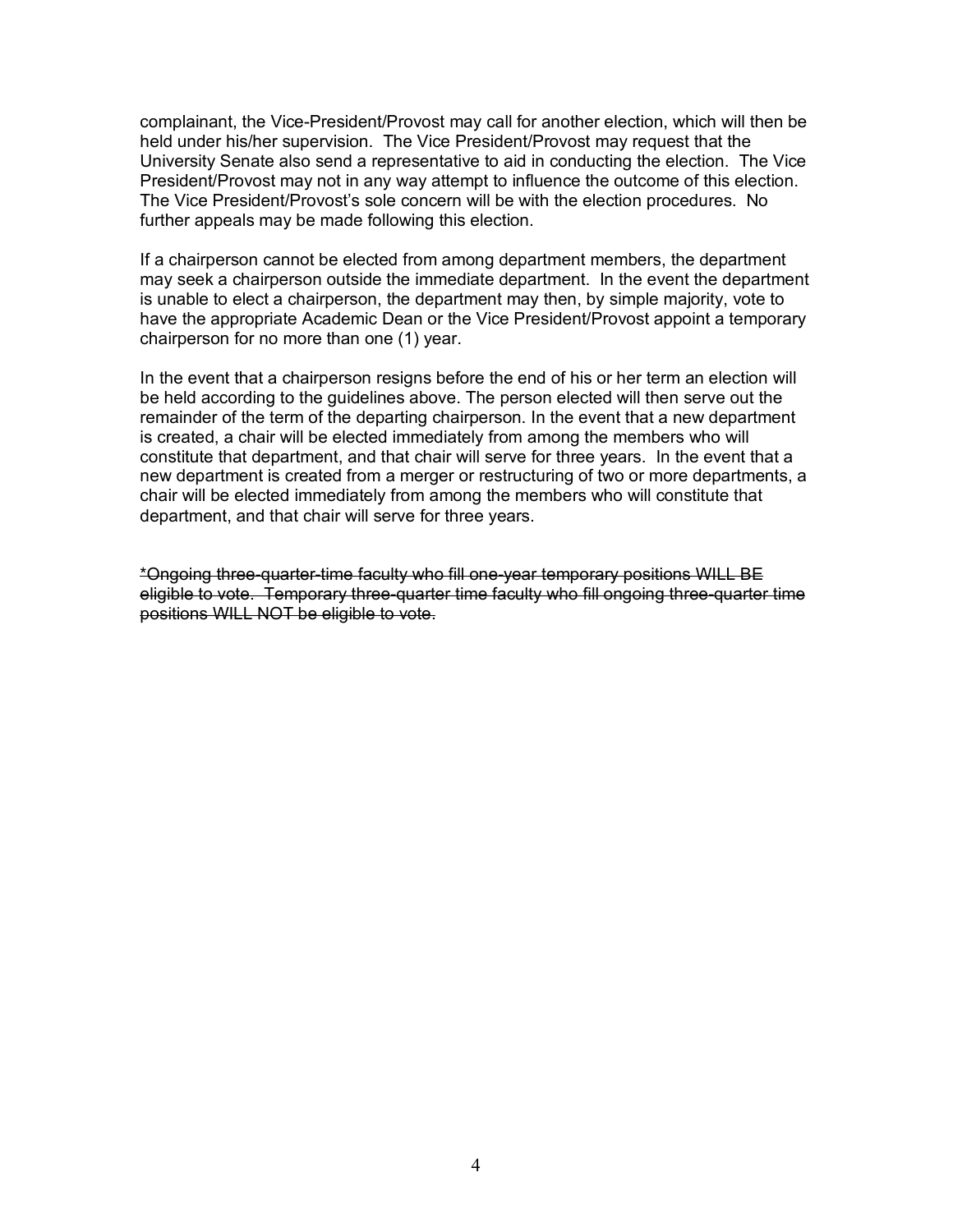complainant, the Vice-President/Provost may call for another election, which will then be held under his/her supervision. The Vice President/Provost may request that the University Senate also send a representative to aid in conducting the election. The Vice President/Provost may not in any way attempt to influence the outcome of this election. The Vice President/Provost's sole concern will be with the election procedures. No further appeals may be made following this election.

If a chairperson cannot be elected from among department members, the department may seek a chairperson outside the immediate department. In the event the department is unable to elect a chairperson, the department may then, by simple majority, vote to have the appropriate Academic Dean or the Vice President/Provost appoint a temporary chairperson for no more than one (1) year.

In the event that a chairperson resigns before the end of his or her term an election will be held according to the guidelines above. The person elected will then serve out the remainder of the term of the departing chairperson. In the event that a new department is created, a chair will be elected immediately from among the members who will constitute that department, and that chair will serve for three years. In the event that a new department is created from a merger or restructuring of two or more departments, a chair will be elected immediately from among the members who will constitute that department, and that chair will serve for three years.

~~*Ongoing three-quarter-time faculty who fill one-year temporary positions WILL BE eligible to vote. Temporary three-quarter time faculty who fill ongoing three-quarter time positions WILL NOT be eligible to vote.~~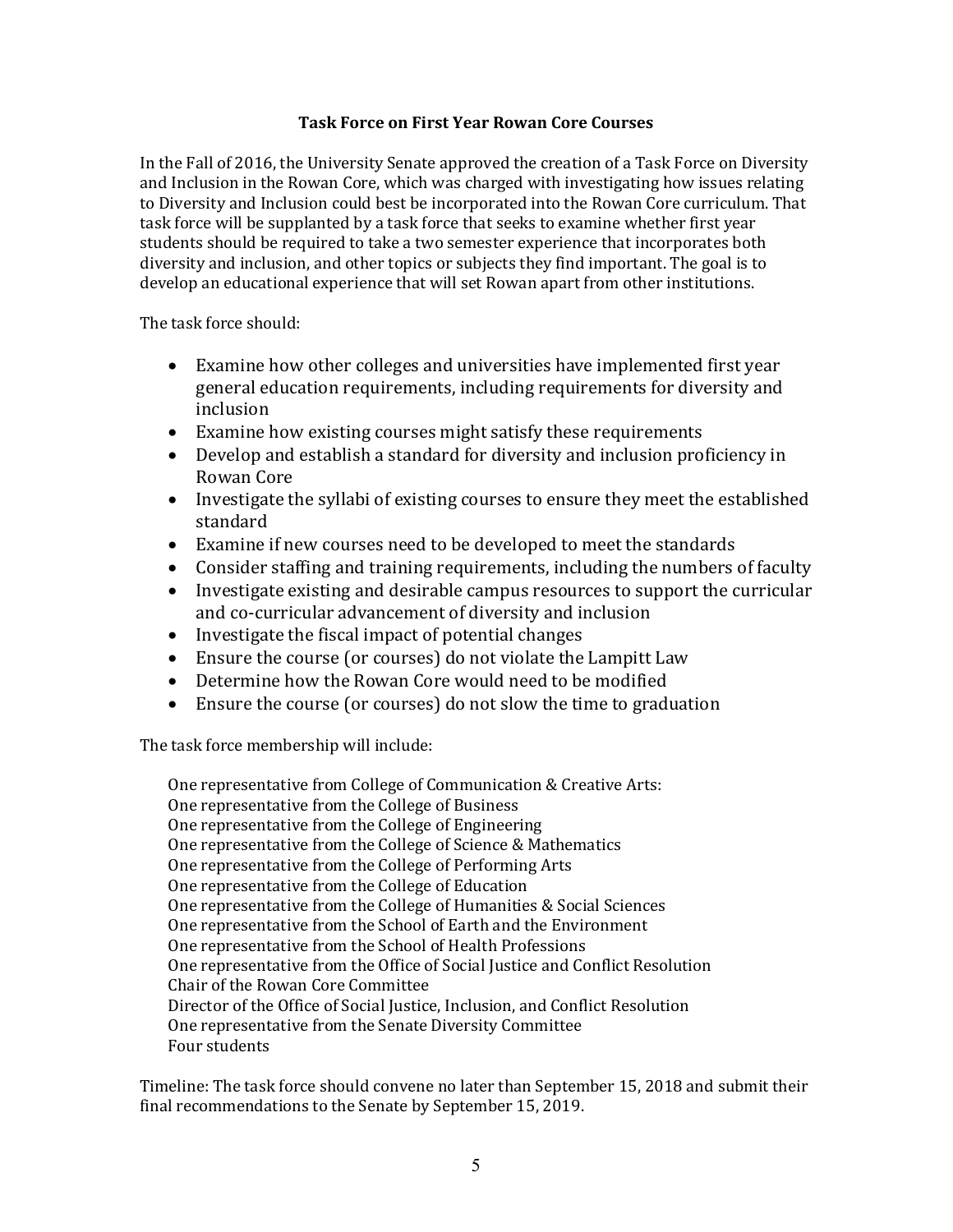## Task Force on First Year Rowan Core Courses

In the Fall of 2016, the University Senate approved the creation of a Task Force on Diversity and Inclusion in the Rowan Core, which was charged with investigating how issues relating to Diversity and Inclusion could best be incorporated into the Rowan Core curriculum. That task force will be supplanted by a task force that seeks to examine whether first year students should be required to take a two semester experience that incorporates both diversity and inclusion, and other topics or subjects they find important. The goal is to develop an educational experience that will set Rowan apart from other institutions.

The task force should:

- Examine how other colleges and universities have implemented first year general education requirements, including requirements for diversity and inclusion
- Examine how existing courses might satisfy these requirements
- Develop and establish a standard for diversity and inclusion proficiency in Rowan Core
- Investigate the syllabi of existing courses to ensure they meet the established standard
- Examine if new courses need to be developed to meet the standards
- Consider staffing and training requirements, including the numbers of faculty
- Investigate existing and desirable campus resources to support the curricular and co-curricular advancement of diversity and inclusion
- Investigate the fiscal impact of potential changes
- Ensure the course (or courses) do not violate the Lampitt Law
- Determine how the Rowan Core would need to be modified
- Ensure the course (or courses) do not slow the time to graduation

The task force membership will include:

One representative from College of Communication & Creative Arts:
One representative from the College of Business
One representative from the College of Engineering
One representative from the College of Science & Mathematics
One representative from the College of Performing Arts
One representative from the College of Education
One representative from the College of Humanities & Social Sciences
One representative from the School of Earth and the Environment
One representative from the School of Health Professions
One representative from the Office of Social Justice and Conflict Resolution
Chair of the Rowan Core Committee
Director of the Office of Social Justice, Inclusion, and Conflict Resolution
One representative from the Senate Diversity Committee
Four students

Timeline: The task force should convene no later than September 15, 2018 and submit their final recommendations to the Senate by September 15, 2019.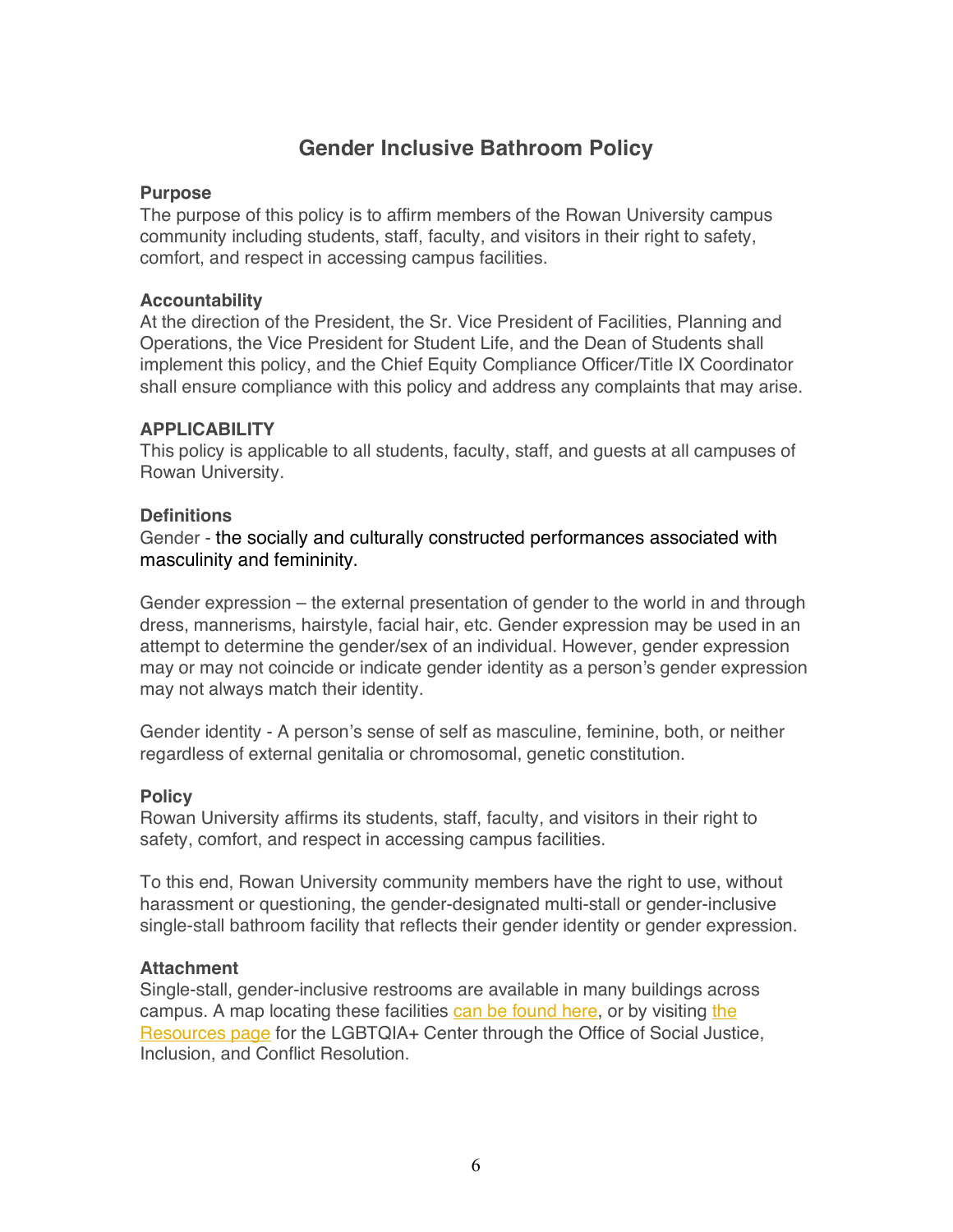# Gender Inclusive Bathroom Policy

**Purpose**

The purpose of this policy is to affirm members of the Rowan University campus community including students, staff, faculty, and visitors in their right to safety, comfort, and respect in accessing campus facilities.

**Accountability**

At the direction of the President, the Sr. Vice President of Facilities, Planning and Operations, the Vice President for Student Life, and the Dean of Students shall implement this policy, and the Chief Equity Compliance Officer/Title IX Coordinator shall ensure compliance with this policy and address any complaints that may arise.

**APPLICABILITY**

This policy is applicable to all students, faculty, staff, and guests at all campuses of Rowan University.

**Definitions**

Gender - the socially and culturally constructed performances associated with masculinity and femininity.

Gender expression – the external presentation of gender to the world in and through dress, mannerisms, hairstyle, facial hair, etc. Gender expression may be used in an attempt to determine the gender/sex of an individual. However, gender expression may or may not coincide or indicate gender identity as a person's gender expression may not always match their identity.

Gender identity - A person's sense of self as masculine, feminine, both, or neither regardless of external genitalia or chromosomal, genetic constitution.

**Policy**

Rowan University affirms its students, staff, faculty, and visitors in their right to safety, comfort, and respect in accessing campus facilities.

To this end, Rowan University community members have the right to use, without harassment or questioning, the gender-designated multi-stall or gender-inclusive single-stall bathroom facility that reflects their gender identity or gender expression.

**Attachment**

Single-stall, gender-inclusive restrooms are available in many buildings across campus. A map locating these facilities can be found here, or by visiting the Resources page for the LGBTQIA+ Center through the Office of Social Justice, Inclusion, and Conflict Resolution.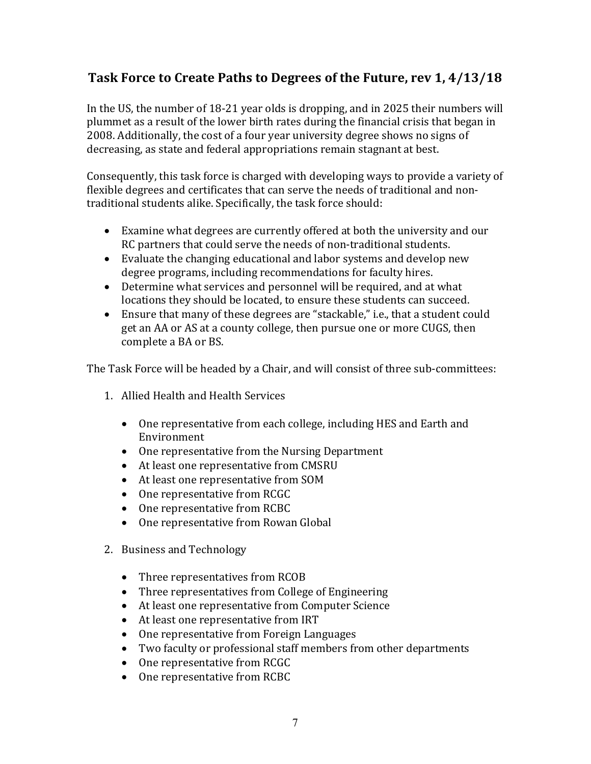## Task Force to Create Paths to Degrees of the Future, rev 1, 4/13/18

In the US, the number of 18-21 year olds is dropping, and in 2025 their numbers will plummet as a result of the lower birth rates during the financial crisis that began in 2008. Additionally, the cost of a four year university degree shows no signs of decreasing, as state and federal appropriations remain stagnant at best.

Consequently, this task force is charged with developing ways to provide a variety of flexible degrees and certificates that can serve the needs of traditional and non-traditional students alike. Specifically, the task force should:

- Examine what degrees are currently offered at both the university and our RC partners that could serve the needs of non-traditional students.
- Evaluate the changing educational and labor systems and develop new degree programs, including recommendations for faculty hires.
- Determine what services and personnel will be required, and at what locations they should be located, to ensure these students can succeed.
- Ensure that many of these degrees are "stackable," i.e., that a student could get an AA or AS at a county college, then pursue one or more CUGS, then complete a BA or BS.

The Task Force will be headed by a Chair, and will consist of three sub-committees:

1. Allied Health and Health Services

   - One representative from each college, including HES and Earth and Environment
   - One representative from the Nursing Department
   - At least one representative from CMSRU
   - At least one representative from SOM
   - One representative from RCGC
   - One representative from RCBC
   - One representative from Rowan Global

2. Business and Technology

   - Three representatives from RCOB
   - Three representatives from College of Engineering
   - At least one representative from Computer Science
   - At least one representative from IRT
   - One representative from Foreign Languages
   - Two faculty or professional staff members from other departments
   - One representative from RCGC
   - One representative from RCBC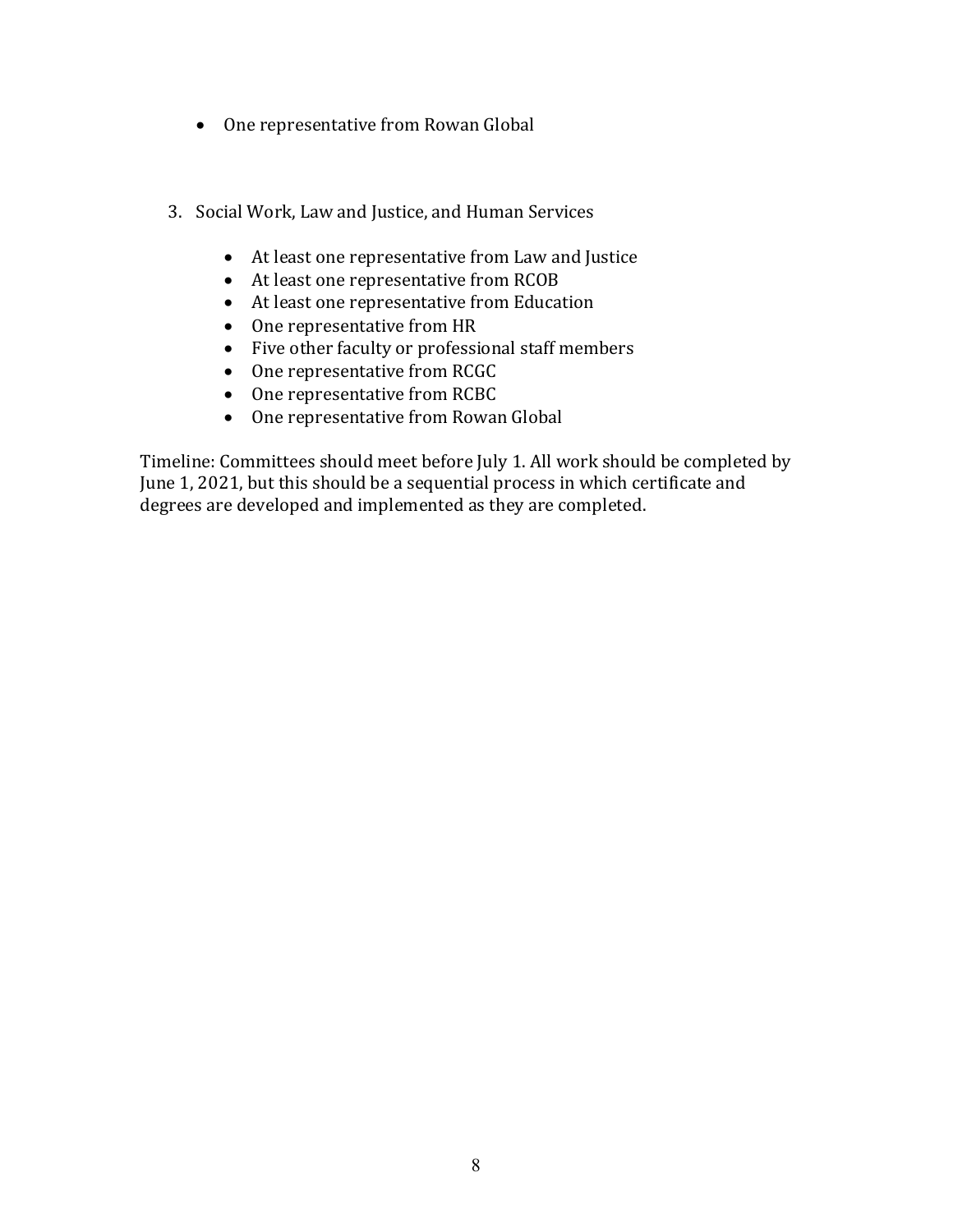- One representative from Rowan Global

3. Social Work, Law and Justice, and Human Services

    - At least one representative from Law and Justice
    - At least one representative from RCOB
    - At least one representative from Education
    - One representative from HR
    - Five other faculty or professional staff members
    - One representative from RCGC
    - One representative from RCBC
    - One representative from Rowan Global

Timeline: Committees should meet before July 1. All work should be completed by June 1, 2021, but this should be a sequential process in which certificate and degrees are developed and implemented as they are completed.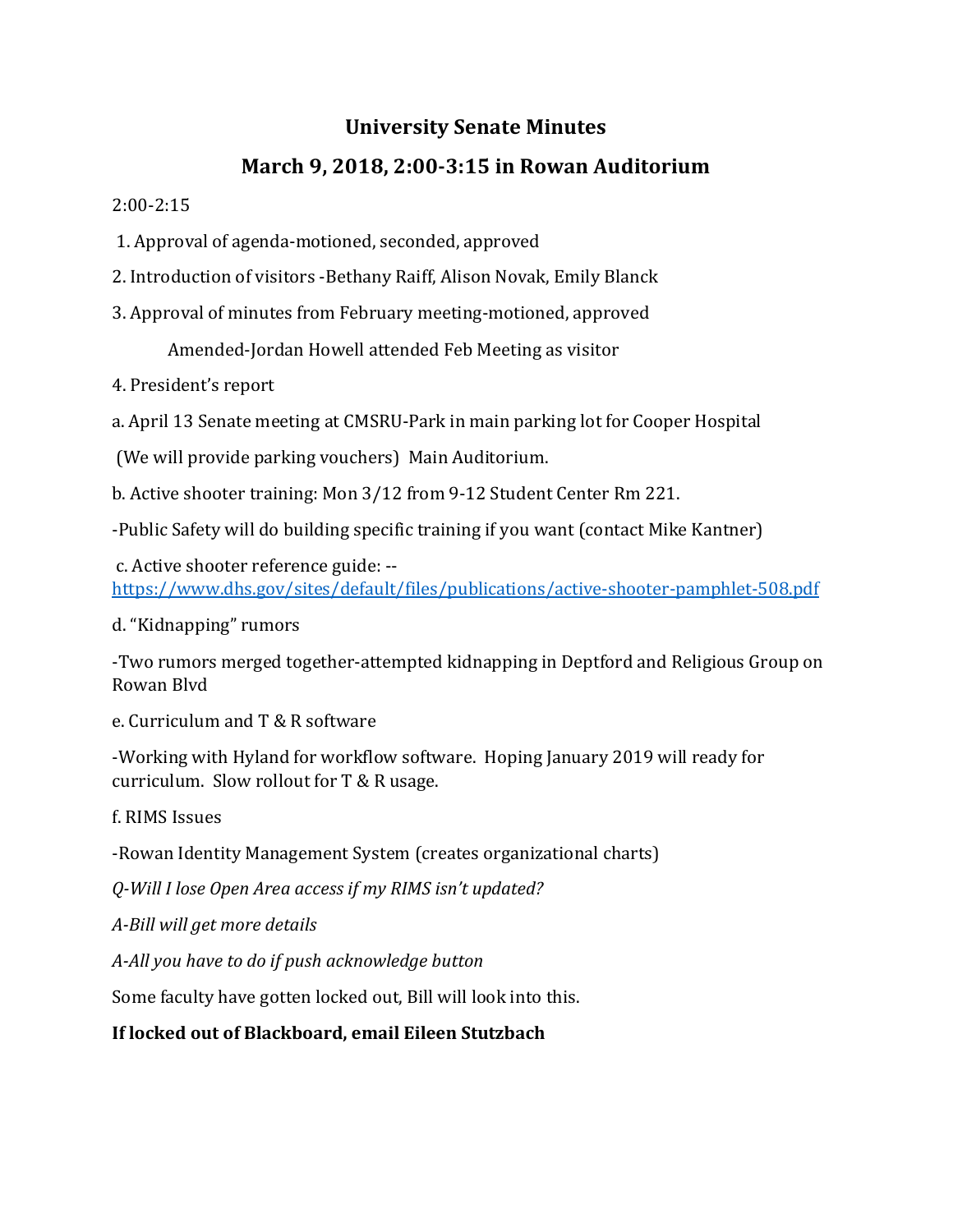# University Senate Minutes

## March 9, 2018, 2:00-3:15 in Rowan Auditorium

2:00-2:15

1. Approval of agenda-motioned, seconded, approved

2. Introduction of visitors -Bethany Raiff, Alison Novak, Emily Blanck

3. Approval of minutes from February meeting-motioned, approved

    Amended-Jordan Howell attended Feb Meeting as visitor

4. President's report

a. April 13 Senate meeting at CMSRU-Park in main parking lot for Cooper Hospital

(We will provide parking vouchers) Main Auditorium.

b. Active shooter training: Mon 3/12 from 9-12 Student Center Rm 221.

-Public Safety will do building specific training if you want (contact Mike Kantner)

c. Active shooter reference guide: -- https://www.dhs.gov/sites/default/files/publications/active-shooter-pamphlet-508.pdf

d. "Kidnapping" rumors

-Two rumors merged together-attempted kidnapping in Deptford and Religious Group on Rowan Blvd

e. Curriculum and T & R software

-Working with Hyland for workflow software. Hoping January 2019 will ready for curriculum. Slow rollout for T & R usage.

f. RIMS Issues

-Rowan Identity Management System (creates organizational charts)

*Q-Will I lose Open Area access if my RIMS isn't updated?*

*A-Bill will get more details*

*A-All you have to do if push acknowledge button*

Some faculty have gotten locked out, Bill will look into this.

**If locked out of Blackboard, email Eileen Stutzbach**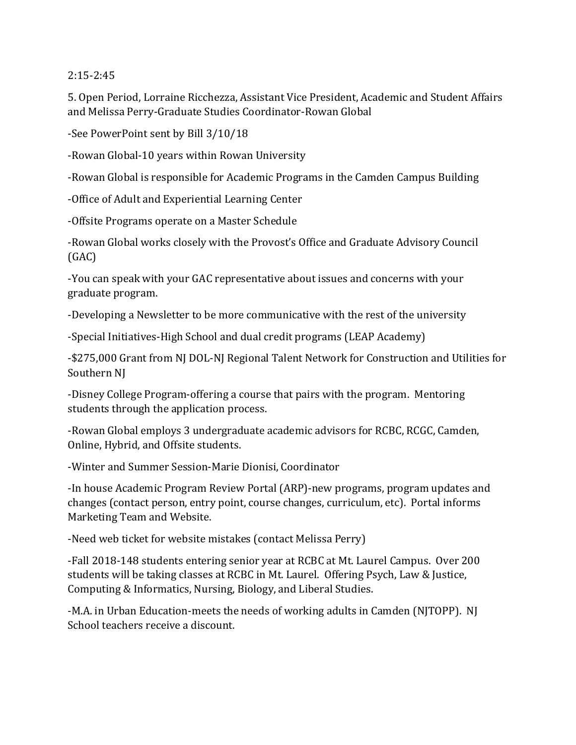2:15-2:45

5. Open Period, Lorraine Ricchezza, Assistant Vice President, Academic and Student Affairs and Melissa Perry-Graduate Studies Coordinator-Rowan Global

-See PowerPoint sent by Bill 3/10/18

-Rowan Global-10 years within Rowan University

-Rowan Global is responsible for Academic Programs in the Camden Campus Building

-Office of Adult and Experiential Learning Center

-Offsite Programs operate on a Master Schedule

-Rowan Global works closely with the Provost's Office and Graduate Advisory Council (GAC)

-You can speak with your GAC representative about issues and concerns with your graduate program.

-Developing a Newsletter to be more communicative with the rest of the university

-Special Initiatives-High School and dual credit programs (LEAP Academy)

-$275,000 Grant from NJ DOL-NJ Regional Talent Network for Construction and Utilities for Southern NJ

-Disney College Program-offering a course that pairs with the program. Mentoring students through the application process.

-Rowan Global employs 3 undergraduate academic advisors for RCBC, RCGC, Camden, Online, Hybrid, and Offsite students.

-Winter and Summer Session-Marie Dionisi, Coordinator

-In house Academic Program Review Portal (ARP)-new programs, program updates and changes (contact person, entry point, course changes, curriculum, etc). Portal informs Marketing Team and Website.

-Need web ticket for website mistakes (contact Melissa Perry)

-Fall 2018-148 students entering senior year at RCBC at Mt. Laurel Campus. Over 200 students will be taking classes at RCBC in Mt. Laurel. Offering Psych, Law & Justice, Computing & Informatics, Nursing, Biology, and Liberal Studies.

-M.A. in Urban Education-meets the needs of working adults in Camden (NJTOPP). NJ School teachers receive a discount.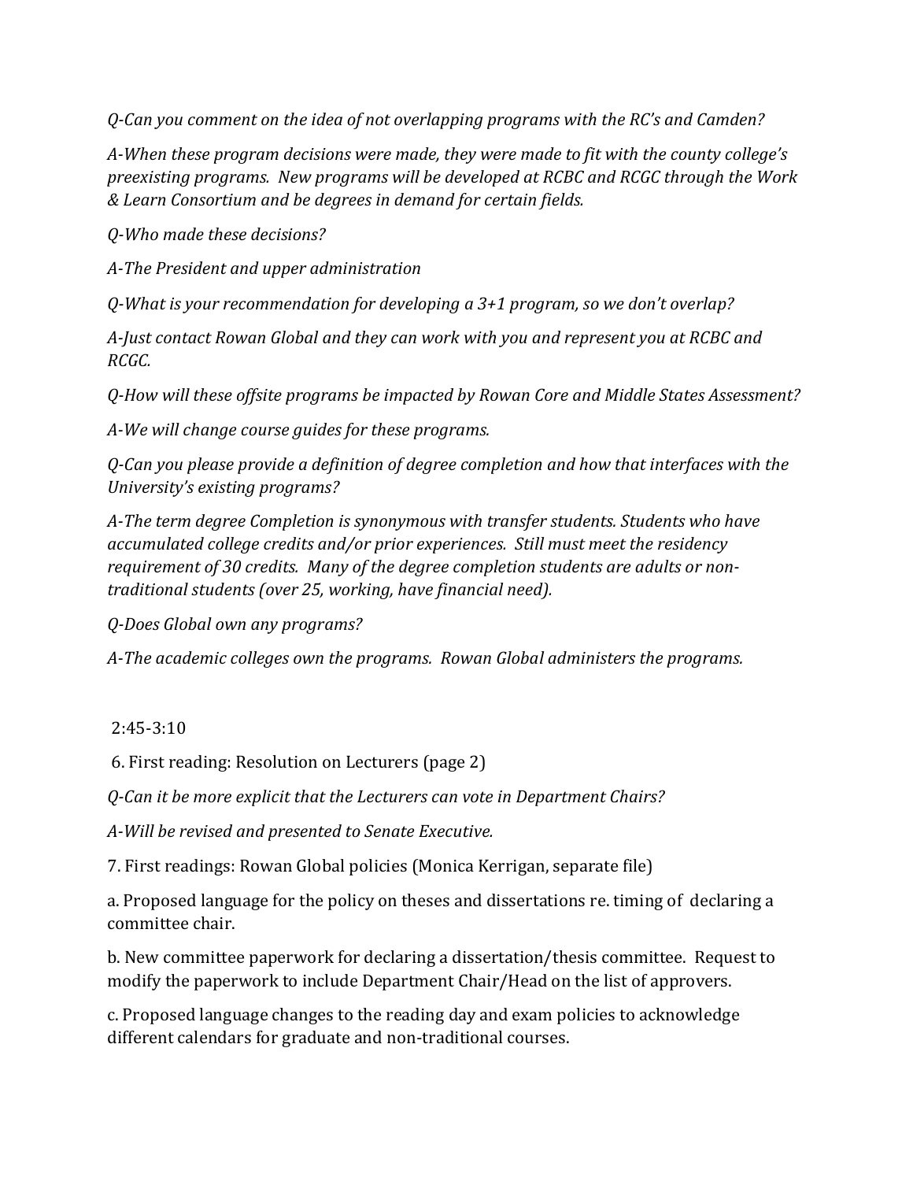*Q-Can you comment on the idea of not overlapping programs with the RC's and Camden?*

*A-When these program decisions were made, they were made to fit with the county college's preexisting programs. New programs will be developed at RCBC and RCGC through the Work & Learn Consortium and be degrees in demand for certain fields.*

*Q-Who made these decisions?*

*A-The President and upper administration*

*Q-What is your recommendation for developing a 3+1 program, so we don't overlap?*

*A-Just contact Rowan Global and they can work with you and represent you at RCBC and RCGC.*

*Q-How will these offsite programs be impacted by Rowan Core and Middle States Assessment?*

*A-We will change course guides for these programs.*

*Q-Can you please provide a definition of degree completion and how that interfaces with the University's existing programs?*

*A-The term degree Completion is synonymous with transfer students. Students who have accumulated college credits and/or prior experiences. Still must meet the residency requirement of 30 credits. Many of the degree completion students are adults or non-traditional students (over 25, working, have financial need).*

*Q-Does Global own any programs?*

*A-The academic colleges own the programs. Rowan Global administers the programs.*

2:45-3:10

6. First reading: Resolution on Lecturers (page 2)

*Q-Can it be more explicit that the Lecturers can vote in Department Chairs?*

*A-Will be revised and presented to Senate Executive.*

7. First readings: Rowan Global policies (Monica Kerrigan, separate file)

a. Proposed language for the policy on theses and dissertations re. timing of declaring a committee chair.

b. New committee paperwork for declaring a dissertation/thesis committee. Request to modify the paperwork to include Department Chair/Head on the list of approvers.

c. Proposed language changes to the reading day and exam policies to acknowledge different calendars for graduate and non-traditional courses.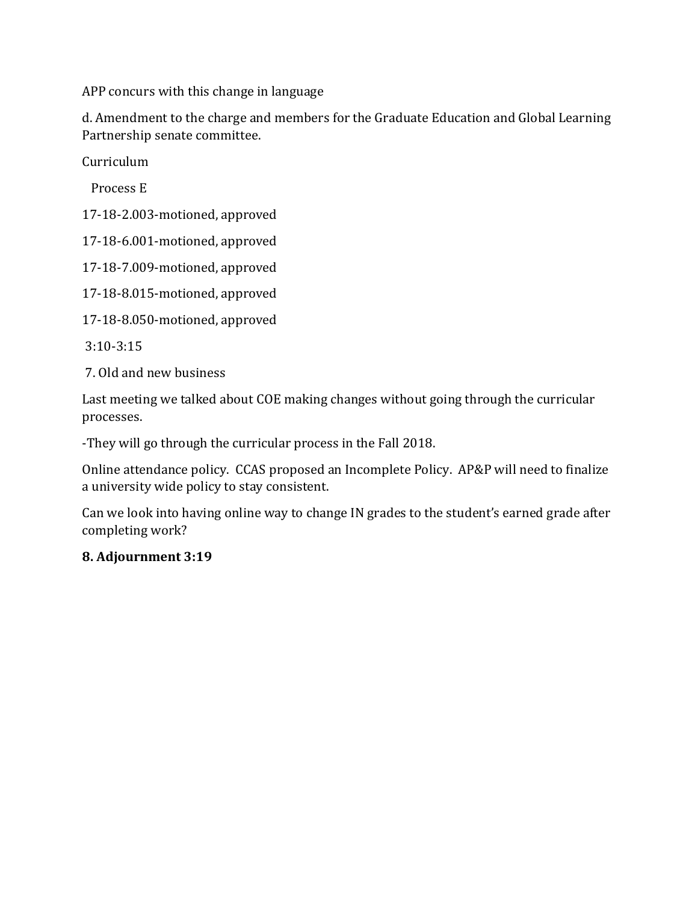APP concurs with this change in language

d. Amendment to the charge and members for the Graduate Education and Global Learning Partnership senate committee.

Curriculum

Process E

17-18-2.003-motioned, approved

17-18-6.001-motioned, approved

17-18-7.009-motioned, approved

17-18-8.015-motioned, approved

17-18-8.050-motioned, approved

3:10-3:15

7. Old and new business

Last meeting we talked about COE making changes without going through the curricular processes.

-They will go through the curricular process in the Fall 2018.

Online attendance policy. CCAS proposed an Incomplete Policy. AP&P will need to finalize a university wide policy to stay consistent.

Can we look into having online way to change IN grades to the student's earned grade after completing work?

**8. Adjournment 3:19**